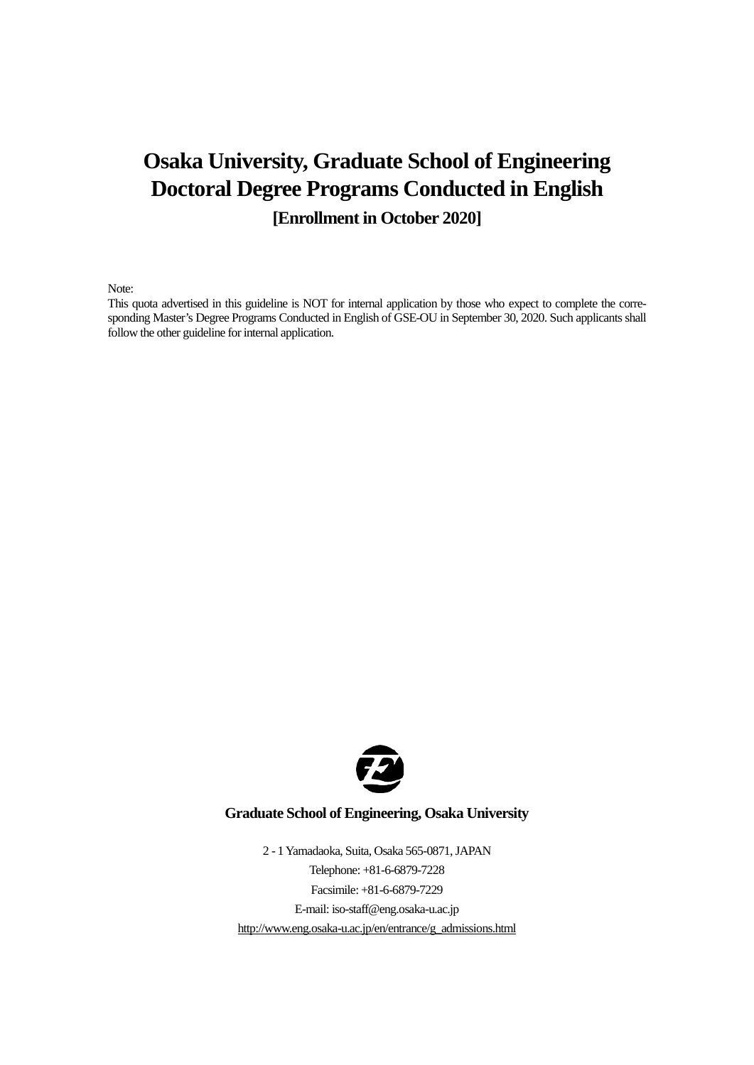# Osaka University, Graduate School of Engineering Doctoral Degree Programs Conducted in English

**[Enrollment in October 2020]**

Note:

This quota advertised in this guideline is NOT for internal application by those who expect to complete the corresponding Master's Degree Programs Conducted in English of GSE-OU in September 30, 2020. Such applicants shall follow the other guideline for internal application.

**Graduate School of Engineering, Osaka University**

2 - 1 Yamadaoka, Suita, Osaka 565-0871, JAPAN

Telephone: +81-6-6879-7228

Facsimile: +81-6-6879-7229

E-mail: iso-staff@eng.osaka-u.ac.jp

http://www.eng.osaka-u.ac.jp/en/entrance/g_admissions.html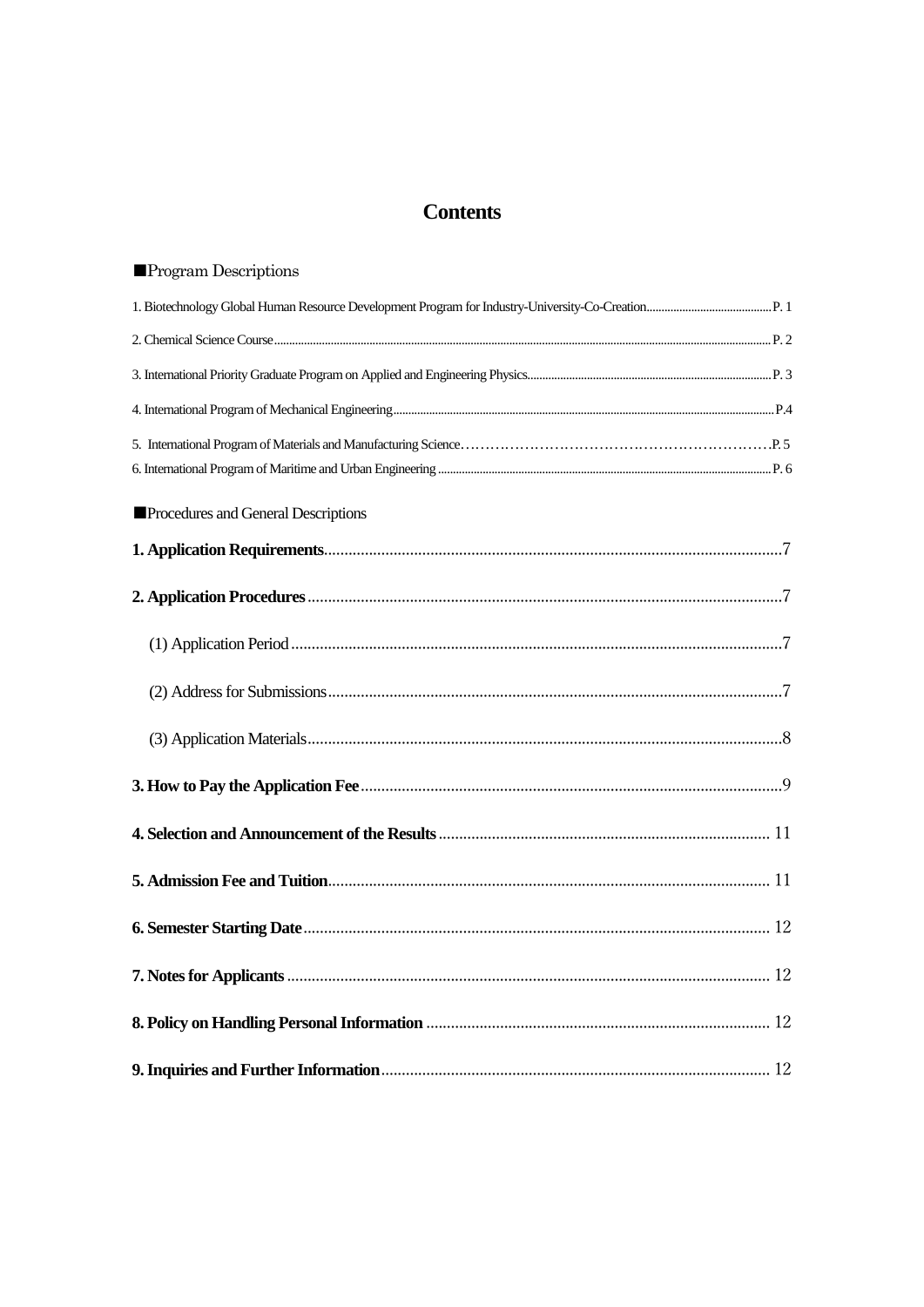# Contents

■Program Descriptions

1. Biotechnology Global Human Resource Development Program for Industry-University-Co-Creation....... P. 1
2. Chemical Science Course....... P. 2
3. International Priority Graduate Program on Applied and Engineering Physics....... P. 3
4. International Program of Mechanical Engineering....... P.4
5. International Program of Materials and Manufacturing Science....... P. 5
6. International Program of Maritime and Urban Engineering....... P. 6

■Procedures and General Descriptions

**1. Application Requirements**....... 7

**2. Application Procedures**....... 7

(1) Application Period....... 7

(2) Address for Submissions....... 7

(3) Application Materials....... 8

**3. How to Pay the Application Fee**....... 9

**4. Selection and Announcement of the Results**....... 11

**5. Admission Fee and Tuition**....... 11

**6. Semester Starting Date**....... 12

**7. Notes for Applicants**....... 12

**8. Policy on Handling Personal Information**....... 12

**9. Inquiries and Further Information**....... 12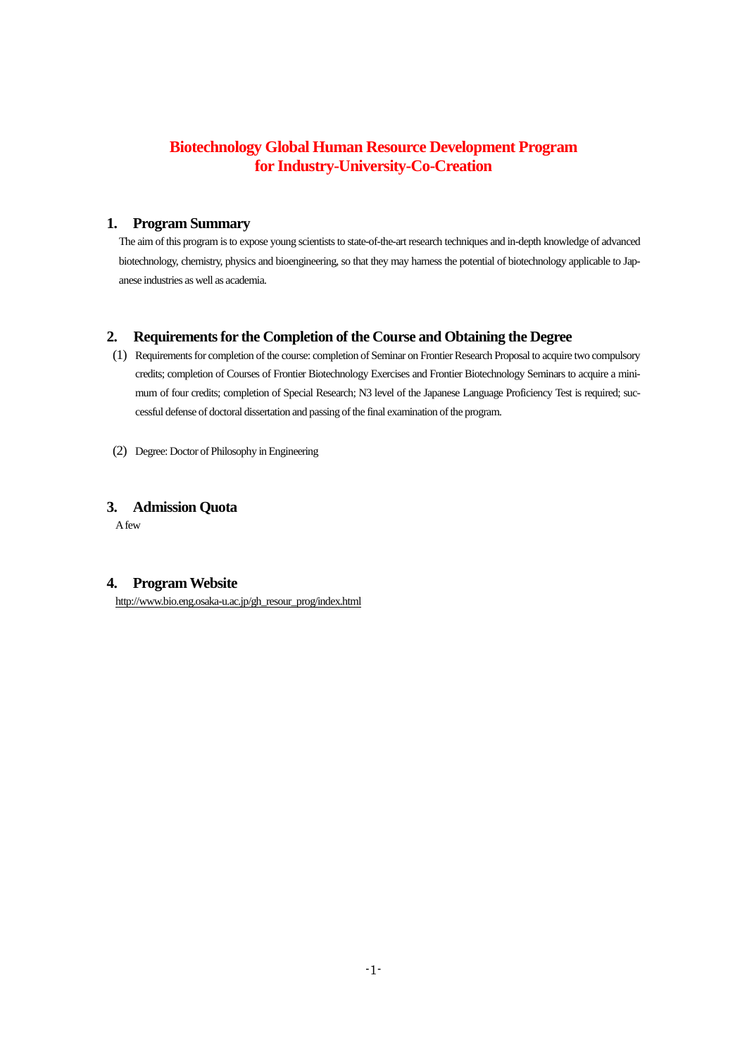# Biotechnology Global Human Resource Development Program for Industry-University-Co-Creation

## 1. Program Summary

The aim of this program is to expose young scientists to state-of-the-art research techniques and in-depth knowledge of advanced biotechnology, chemistry, physics and bioengineering, so that they may harness the potential of biotechnology applicable to Japanese industries as well as academia.

## 2. Requirements for the Completion of the Course and Obtaining the Degree

(1) Requirements for completion of the course: completion of Seminar on Frontier Research Proposal to acquire two compulsory credits; completion of Courses of Frontier Biotechnology Exercises and Frontier Biotechnology Seminars to acquire a minimum of four credits; completion of Special Research; N3 level of the Japanese Language Proficiency Test is required; successful defense of doctoral dissertation and passing of the final examination of the program.

(2) Degree: Doctor of Philosophy in Engineering

## 3. Admission Quota

A few

## 4. Program Website

http://www.bio.eng.osaka-u.ac.jp/gh_resour_prog/index.html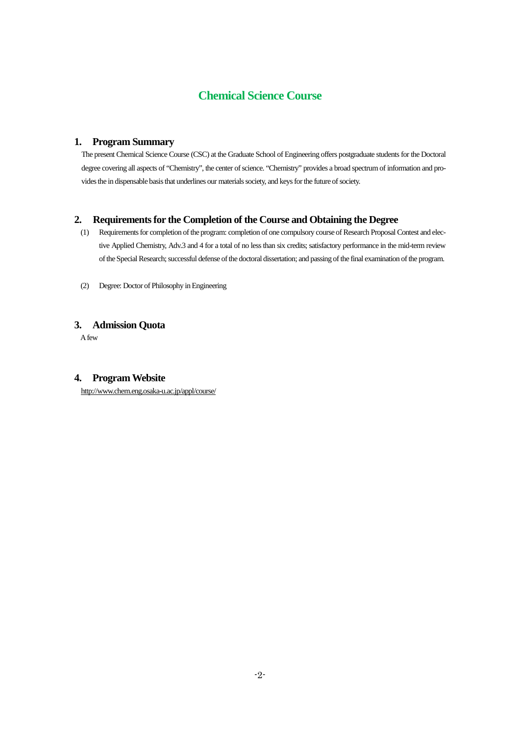# Chemical Science Course

## 1. Program Summary

The present Chemical Science Course (CSC) at the Graduate School of Engineering offers postgraduate students for the Doctoral degree covering all aspects of "Chemistry", the center of science. "Chemistry" provides a broad spectrum of information and provides the in dispensable basis that underlines our materials society, and keys for the future of society.

## 2. Requirements for the Completion of the Course and Obtaining the Degree

(1) Requirements for completion of the program: completion of one compulsory course of Research Proposal Contest and elective Applied Chemistry, Adv.3 and 4 for a total of no less than six credits; satisfactory performance in the mid-term review of the Special Research; successful defense of the doctoral dissertation; and passing of the final examination of the program.

(2) Degree: Doctor of Philosophy in Engineering

## 3. Admission Quota

A few

## 4. Program Website

http://www.chem.eng.osaka-u.ac.jp/appl/course/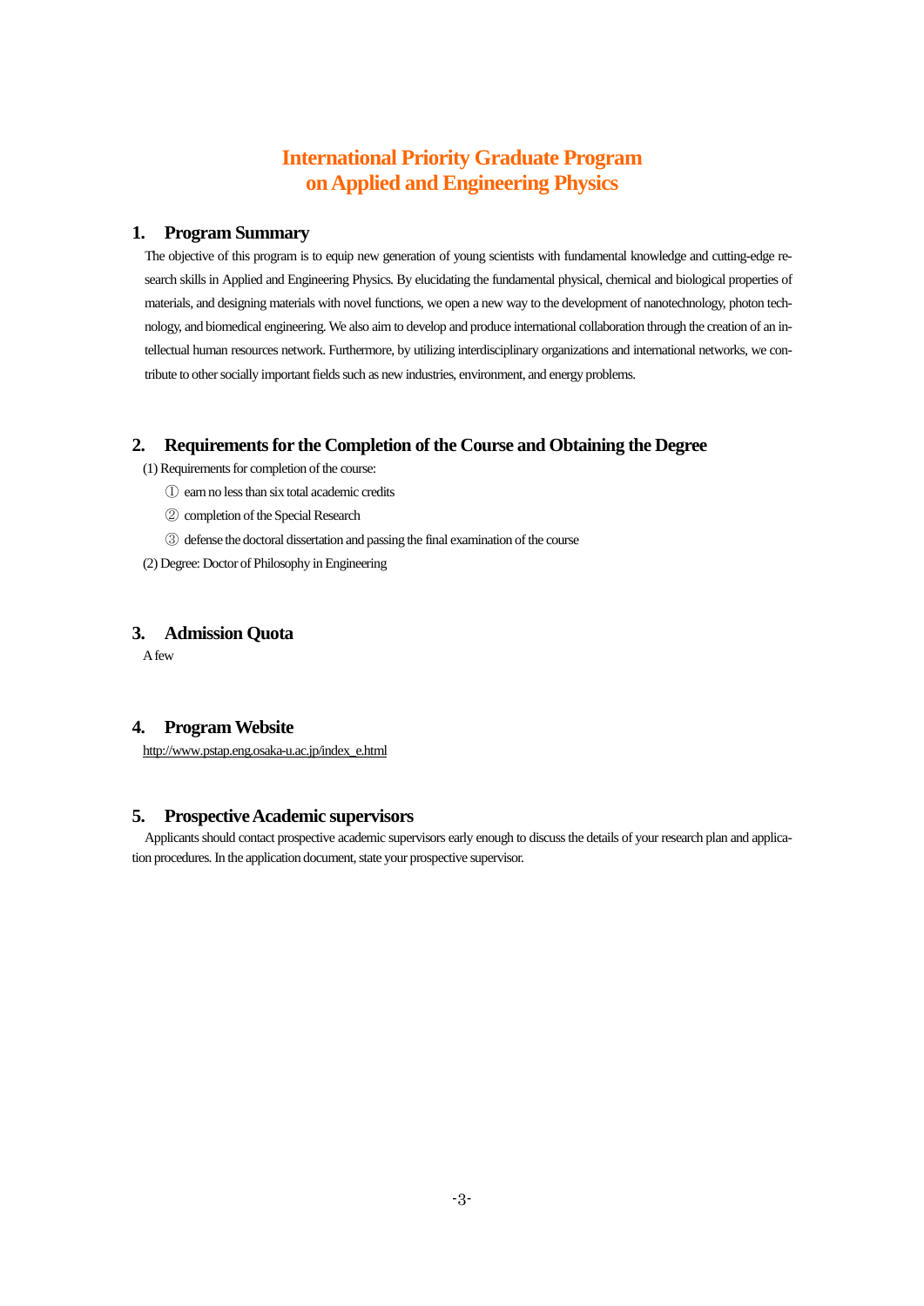# International Priority Graduate Program on Applied and Engineering Physics

## 1. Program Summary

The objective of this program is to equip new generation of young scientists with fundamental knowledge and cutting-edge research skills in Applied and Engineering Physics. By elucidating the fundamental physical, chemical and biological properties of materials, and designing materials with novel functions, we open a new way to the development of nanotechnology, photon technology, and biomedical engineering. We also aim to develop and produce international collaboration through the creation of an intellectual human resources network. Furthermore, by utilizing interdisciplinary organizations and international networks, we contribute to other socially important fields such as new industries, environment, and energy problems.

## 2. Requirements for the Completion of the Course and Obtaining the Degree

(1) Requirements for completion of the course:

① earn no less than six total academic credits

② completion of the Special Research

③ defense the doctoral dissertation and passing the final examination of the course

(2) Degree: Doctor of Philosophy in Engineering

## 3. Admission Quota

A few

## 4. Program Website

http://www.pstap.eng.osaka-u.ac.jp/index_e.html

## 5. Prospective Academic supervisors

Applicants should contact prospective academic supervisors early enough to discuss the details of your research plan and application procedures. In the application document, state your prospective supervisor.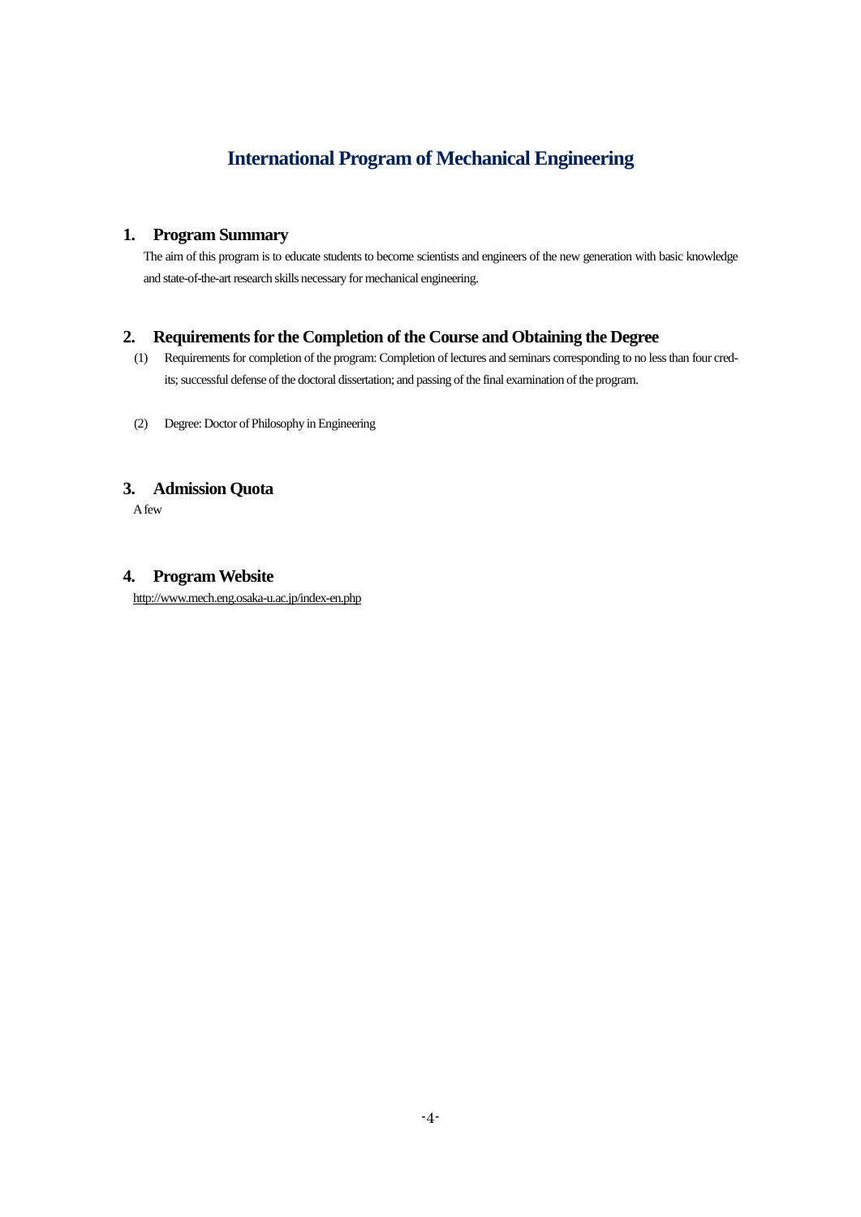# International Program of Mechanical Engineering

## 1. Program Summary

The aim of this program is to educate students to become scientists and engineers of the new generation with basic knowledge and state-of-the-art research skills necessary for mechanical engineering.

## 2. Requirements for the Completion of the Course and Obtaining the Degree

(1) Requirements for completion of the program: Completion of lectures and seminars corresponding to no less than four credits; successful defense of the doctoral dissertation; and passing of the final examination of the program.

(2) Degree: Doctor of Philosophy in Engineering

## 3. Admission Quota

A few

## 4. Program Website

http://www.mech.eng.osaka-u.ac.jp/index-en.php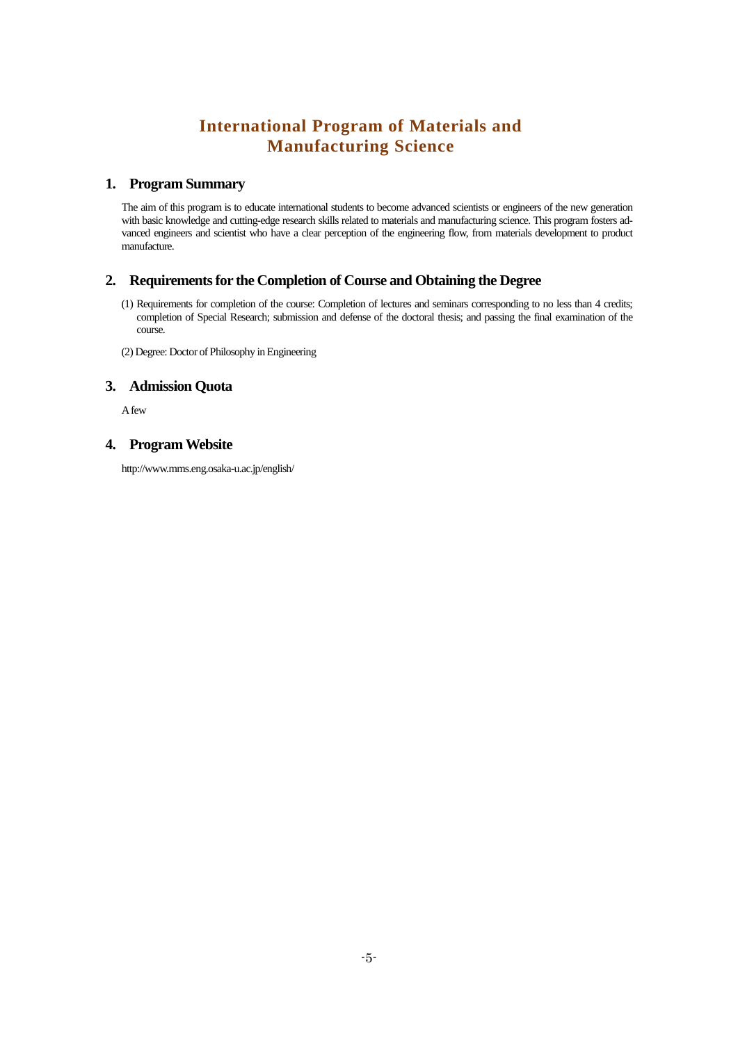# International Program of Materials and Manufacturing Science

## 1. Program Summary

The aim of this program is to educate international students to become advanced scientists or engineers of the new generation with basic knowledge and cutting-edge research skills related to materials and manufacturing science. This program fosters advanced engineers and scientist who have a clear perception of the engineering flow, from materials development to product manufacture.

## 2. Requirements for the Completion of Course and Obtaining the Degree

(1) Requirements for completion of the course: Completion of lectures and seminars corresponding to no less than 4 credits; completion of Special Research; submission and defense of the doctoral thesis; and passing the final examination of the course.

(2) Degree: Doctor of Philosophy in Engineering

## 3. Admission Quota

A few

## 4. Program Website

http://www.mms.eng.osaka-u.ac.jp/english/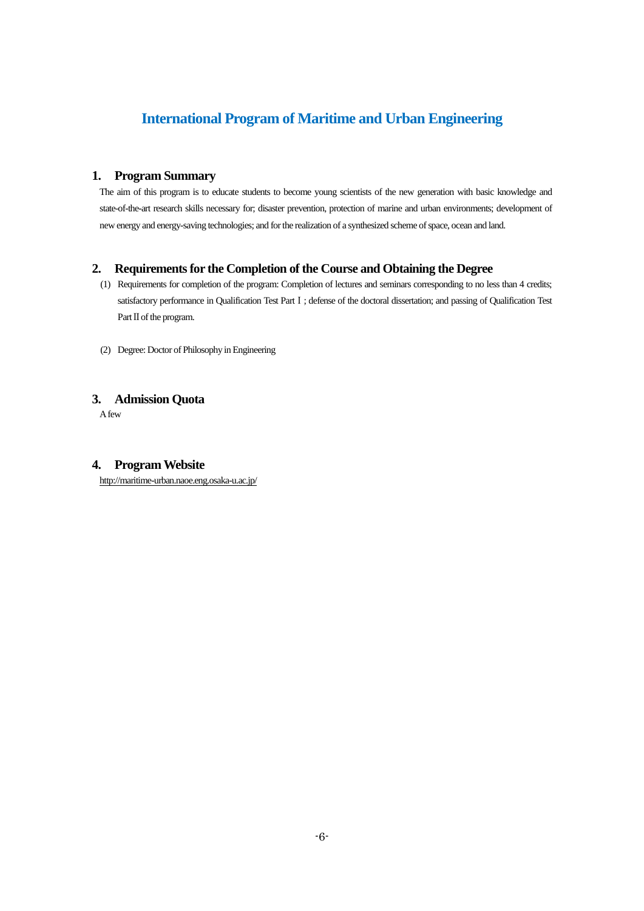# International Program of Maritime and Urban Engineering

## 1. Program Summary

The aim of this program is to educate students to become young scientists of the new generation with basic knowledge and state-of-the-art research skills necessary for; disaster prevention, protection of marine and urban environments; development of new energy and energy-saving technologies; and for the realization of a synthesized scheme of space, ocean and land.

## 2. Requirements for the Completion of the Course and Obtaining the Degree

(1) Requirements for completion of the program: Completion of lectures and seminars corresponding to no less than 4 credits; satisfactory performance in Qualification Test Part Ⅰ; defense of the doctoral dissertation; and passing of Qualification Test Part Ⅱ of the program.

(2) Degree: Doctor of Philosophy in Engineering

## 3. Admission Quota

A few

## 4. Program Website

http://maritime-urban.naoe.eng.osaka-u.ac.jp/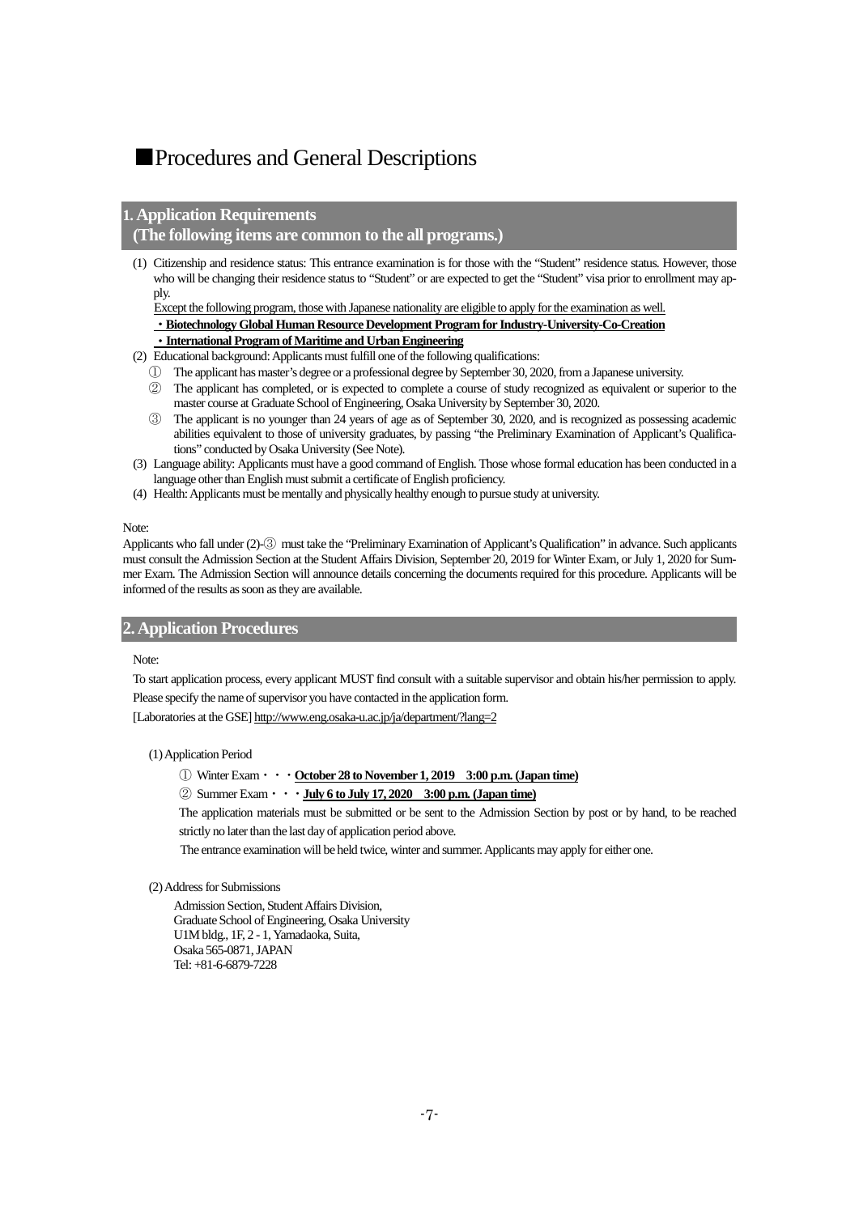# ■Procedures and General Descriptions

## 1. Application Requirements (The following items are common to the all programs.)

(1) Citizenship and residence status: This entrance examination is for those with the "Student" residence status. However, those who will be changing their residence status to "Student" or are expected to get the "Student" visa prior to enrollment may apply.

Except the following program, those with Japanese nationality are eligible to apply for the examination as well.

**・Biotechnology Global Human Resource Development Program for Industry-University-Co-Creation**

**・International Program of Maritime and Urban Engineering**

(2) Educational background: Applicants must fulfill one of the following qualifications:

① The applicant has master's degree or a professional degree by September 30, 2020, from a Japanese university.

② The applicant has completed, or is expected to complete a course of study recognized as equivalent or superior to the master course at Graduate School of Engineering, Osaka University by September 30, 2020.

③ The applicant is no younger than 24 years of age as of September 30, 2020, and is recognized as possessing academic abilities equivalent to those of university graduates, by passing "the Preliminary Examination of Applicant's Qualifications" conducted by Osaka University (See Note).

(3) Language ability: Applicants must have a good command of English. Those whose formal education has been conducted in a language other than English must submit a certificate of English proficiency.

(4) Health: Applicants must be mentally and physically healthy enough to pursue study at university.

Note:
Applicants who fall under (2)-③ must take the "Preliminary Examination of Applicant's Qualification" in advance. Such applicants must consult the Admission Section at the Student Affairs Division, September 20, 2019 for Winter Exam, or July 1, 2020 for Summer Exam. The Admission Section will announce details concerning the documents required for this procedure. Applicants will be informed of the results as soon as they are available.

## 2. Application Procedures

Note:
To start application process, every applicant MUST find consult with a suitable supervisor and obtain his/her permission to apply. Please specify the name of supervisor you have contacted in the application form.
[Laboratories at the GSE] http://www.eng.osaka-u.ac.jp/ja/department/?lang=2

(1) Application Period

① Winter Exam・・・**October 28 to November 1, 2019 3:00 p.m. (Japan time)**

② Summer Exam・・・**July 6 to July 17, 2020 3:00 p.m. (Japan time)**

The application materials must be submitted or be sent to the Admission Section by post or by hand, to be reached strictly no later than the last day of application period above.

The entrance examination will be held twice, winter and summer. Applicants may apply for either one.

(2) Address for Submissions

Admission Section, Student Affairs Division,
Graduate School of Engineering, Osaka University
U1M bldg., 1F, 2 - 1, Yamadaoka, Suita,
Osaka 565-0871, JAPAN
Tel: +81-6-6879-7228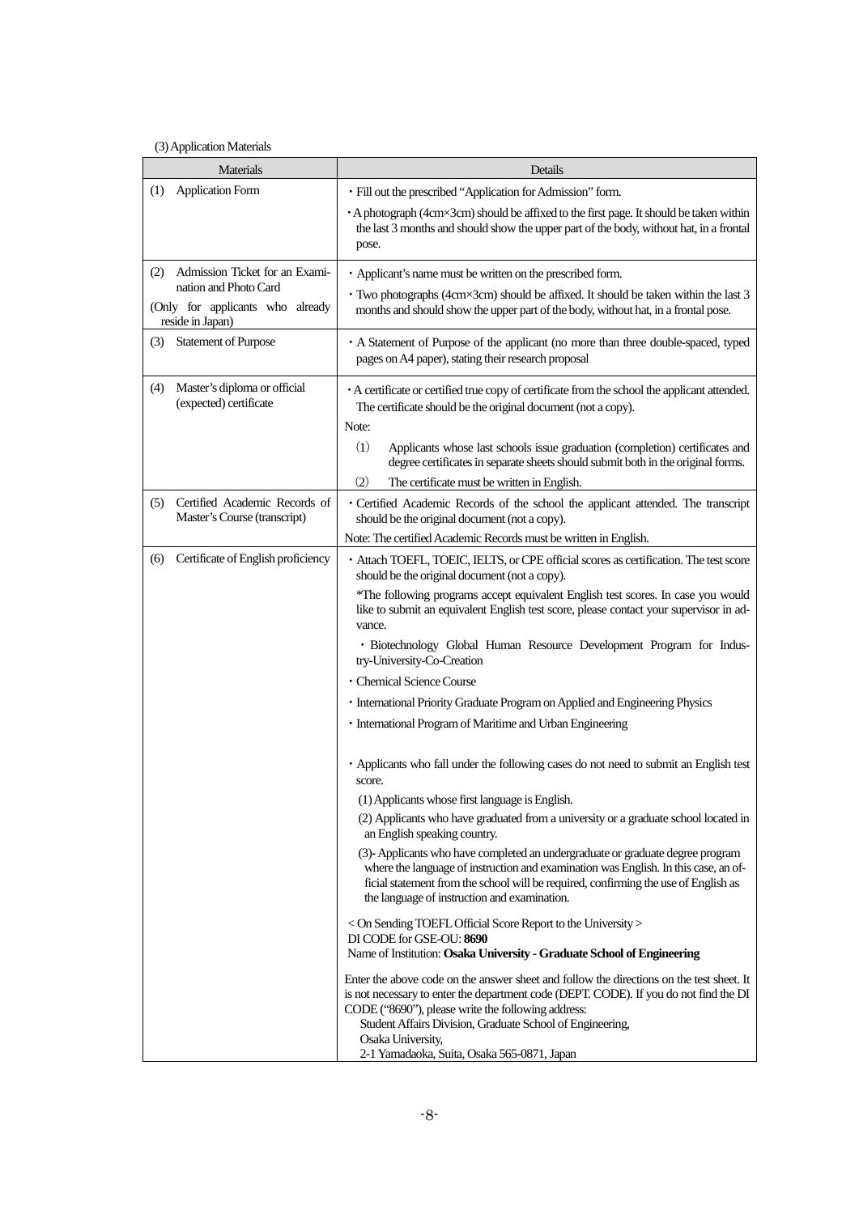(3) Application Materials

| Materials | Details |
| --- | --- |
| (1) Application Form | ・Fill out the prescribed "Application for Admission" form.<br>・A photograph (4cm×3cm) should be affixed to the first page. It should be taken within the last 3 months and should show the upper part of the body, without hat, in a frontal pose. |
| (2) Admission Ticket for an Examination and Photo Card<br>(Only for applicants who already reside in Japan) | ・Applicant's name must be written on the prescribed form.<br>・Two photographs (4cm×3cm) should be affixed. It should be taken within the last 3 months and should show the upper part of the body, without hat, in a frontal pose. |
| (3) Statement of Purpose | ・A Statement of Purpose of the applicant (no more than three double-spaced, typed pages on A4 paper), stating their research proposal |
| (4) Master's diploma or official (expected) certificate | ・A certificate or certified true copy of certificate from the school the applicant attended. The certificate should be the original document (not a copy).<br>Note:<br>(1) Applicants whose last schools issue graduation (completion) certificates and degree certificates in separate sheets should submit both in the original forms.<br>(2) The certificate must be written in English. |
| (5) Certified Academic Records of Master's Course (transcript) | ・Certified Academic Records of the school the applicant attended. The transcript should be the original document (not a copy).<br>Note: The certified Academic Records must be written in English. |
| (6) Certificate of English proficiency | ・Attach TOEFL, TOEIC, IELTS, or CPE official scores as certification. The test score should be the original document (not a copy).<br>*The following programs accept equivalent English test scores. In case you would like to submit an equivalent English test score, please contact your supervisor in advance.<br>・Biotechnology Global Human Resource Development Program for Industry-University-Co-Creation<br>・Chemical Science Course<br>・International Priority Graduate Program on Applied and Engineering Physics<br>・International Program of Maritime and Urban Engineering<br><br>・Applicants who fall under the following cases do not need to submit an English test score.<br>(1) Applicants whose first language is English.<br>(2) Applicants who have graduated from a university or a graduate school located in an English speaking country.<br>(3)- Applicants who have completed an undergraduate or graduate degree program where the language of instruction and examination was English. In this case, an official statement from the school will be required, confirming the use of English as the language of instruction and examination.<br><br>< On Sending TOEFL Official Score Report to the University ><br>DI CODE for GSE-OU: **8690**<br>Name of Institution: **Osaka University - Graduate School of Engineering**<br><br>Enter the above code on the answer sheet and follow the directions on the test sheet. It is not necessary to enter the department code (DEPT. CODE). If you do not find the DI CODE ("8690"), please write the following address:<br>Student Affairs Division, Graduate School of Engineering,<br>Osaka University,<br>2-1 Yamadaoka, Suita, Osaka 565-0871, Japan |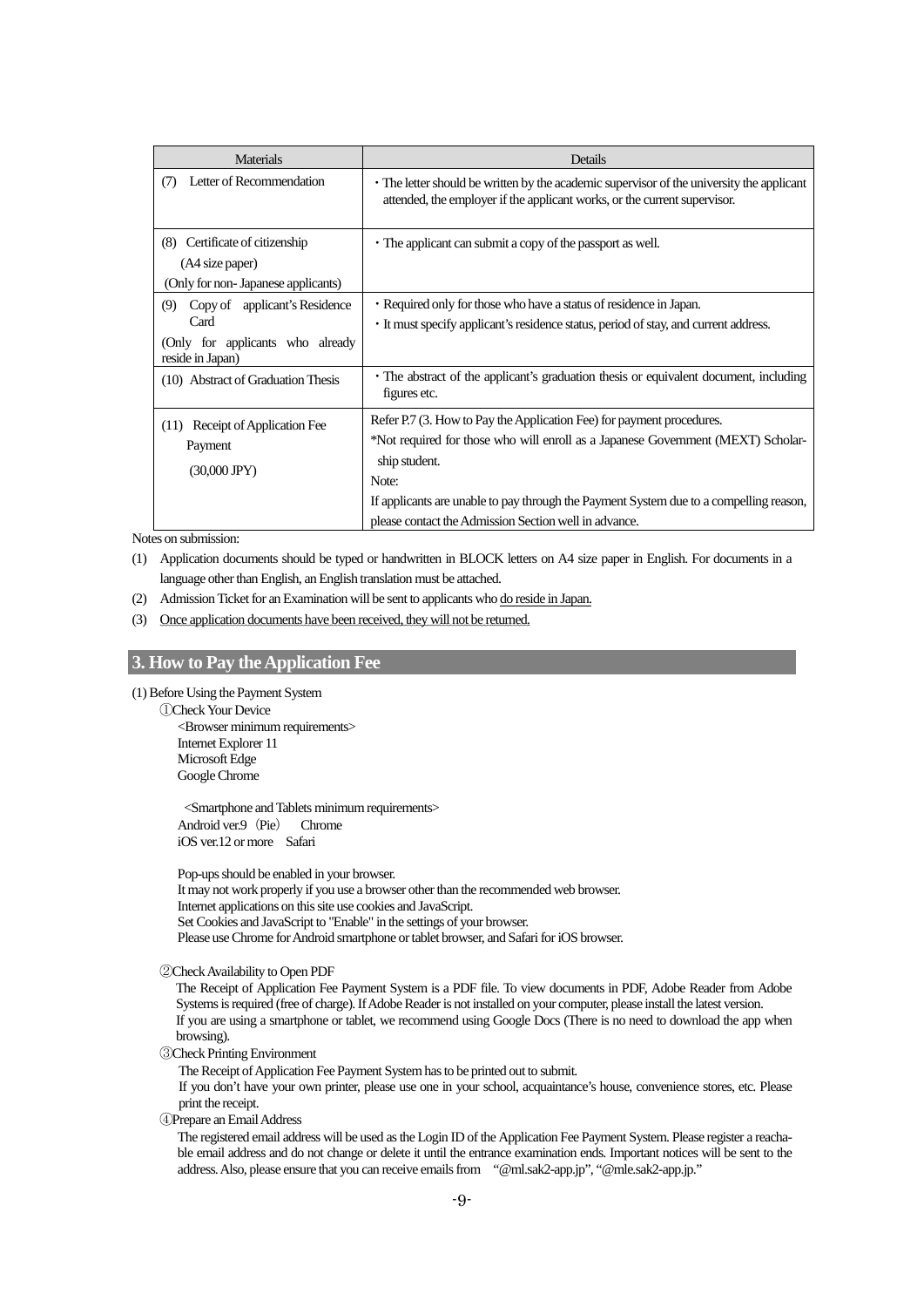| Materials | Details |
|---|---|
| (7) Letter of Recommendation | ・The letter should be written by the academic supervisor of the university the applicant attended, the employer if the applicant works, or the current supervisor. |
| (8) Certificate of citizenship (A4 size paper) (Only for non- Japanese applicants) | ・The applicant can submit a copy of the passport as well. |
| (9) Copy of applicant's Residence Card (Only for applicants who already reside in Japan) | ・Required only for those who have a status of residence in Japan.<br>・It must specify applicant's residence status, period of stay, and current address. |
| (10) Abstract of Graduation Thesis | ・The abstract of the applicant's graduation thesis or equivalent document, including figures etc. |
| (11) Receipt of Application Fee Payment (30,000 JPY) | Refer P.7 (3. How to Pay the Application Fee) for payment procedures.<br>*Not required for those who will enroll as a Japanese Government (MEXT) Scholarship student.<br>Note:<br>If applicants are unable to pay through the Payment System due to a compelling reason, please contact the Admission Section well in advance. |

Notes on submission:

(1) Application documents should be typed or handwritten in BLOCK letters on A4 size paper in English. For documents in a language other than English, an English translation must be attached.

(2) Admission Ticket for an Examination will be sent to applicants who <u>do reside in Japan.</u>

(3) <u>Once application documents have been received, they will not be returned.</u>

## 3. How to Pay the Application Fee

(1) Before Using the Payment System

①Check Your Device

<Browser minimum requirements>
Internet Explorer 11
Microsoft Edge
Google Chrome

<Smartphone and Tablets minimum requirements>
Android ver.9（Pie） Chrome
iOS ver.12 or more Safari

Pop-ups should be enabled in your browser.
It may not work properly if you use a browser other than the recommended web browser.
Internet applications on this site use cookies and JavaScript.
Set Cookies and JavaScript to "Enable" in the settings of your browser.
Please use Chrome for Android smartphone or tablet browser, and Safari for iOS browser.

②Check Availability to Open PDF

The Receipt of Application Fee Payment System is a PDF file. To view documents in PDF, Adobe Reader from Adobe Systems is required (free of charge). If Adobe Reader is not installed on your computer, please install the latest version.
If you are using a smartphone or tablet, we recommend using Google Docs (There is no need to download the app when browsing).

③Check Printing Environment

The Receipt of Application Fee Payment System has to be printed out to submit.
If you don't have your own printer, please use one in your school, acquaintance's house, convenience stores, etc. Please print the receipt.

④Prepare an Email Address

The registered email address will be used as the Login ID of the Application Fee Payment System. Please register a reachable email address and do not change or delete it until the entrance examination ends. Important notices will be sent to the address. Also, please ensure that you can receive emails from "@ml.sak2-app.jp", "@mle.sak2-app.jp."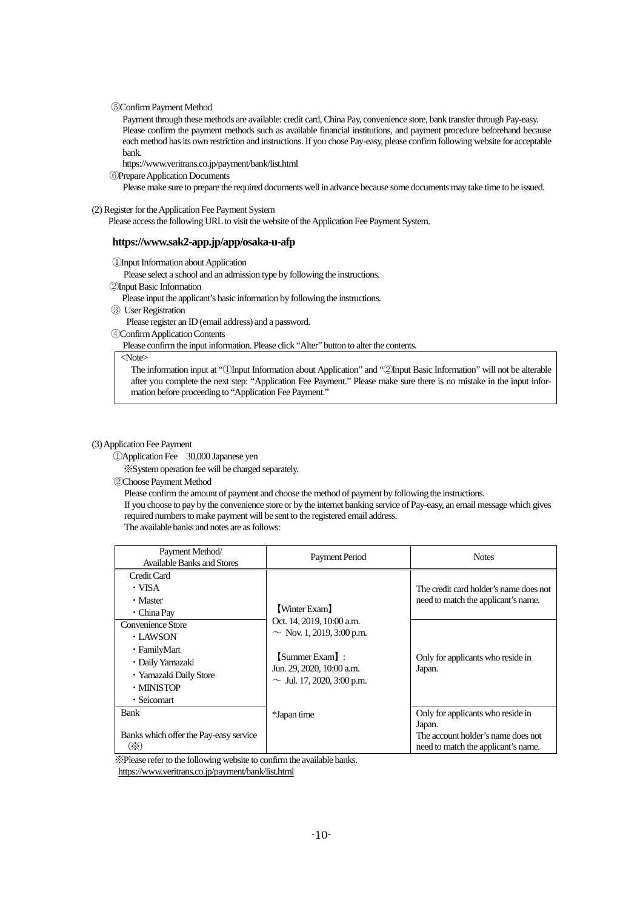⑤Confirm Payment Method

Payment through these methods are available: credit card, China Pay, convenience store, bank transfer through Pay-easy. Please confirm the payment methods such as available financial institutions, and payment procedure beforehand because each method has its own restriction and instructions. If you chose Pay-easy, please confirm following website for acceptable bank.

https://www.veritrans.co.jp/payment/bank/list.html

⑥Prepare Application Documents

Please make sure to prepare the required documents well in advance because some documents may take time to be issued.

(2) Register for the Application Fee Payment System

Please access the following URL to visit the website of the Application Fee Payment System.

**https://www.sak2-app.jp/app/osaka-u-afp**

①Input Information about Application

Please select a school and an admission type by following the instructions.

②Input Basic Information

Please input the applicant's basic information by following the instructions.

③ User Registration

Please register an ID (email address) and a password.

④Confirm Application Contents

Please confirm the input information. Please click "Alter" button to alter the contents.

<Note>

The information input at "①Input Information about Application" and "②Input Basic Information" will not be alterable after you complete the next step: "Application Fee Payment." Please make sure there is no mistake in the input information before proceeding to "Application Fee Payment."

(3) Application Fee Payment

①Application Fee　30,000 Japanese yen

※System operation fee will be charged separately.

②Choose Payment Method

Please confirm the amount of payment and choose the method of payment by following the instructions.
If you choose to pay by the convenience store or by the internet banking service of Pay-easy, an email message which gives required numbers to make payment will be sent to the registered email address.
The available banks and notes are as follows:

| Payment Method/ Available Banks and Stores | Payment Period | Notes |
|---|---|---|
| Credit Card<br>・VISA<br>・Master<br>・China Pay | 【Winter Exam】<br>Oct. 14, 2019, 10:00 a.m.<br>～ Nov. 1, 2019, 3:00 p.m.<br><br>【Summer Exam】:<br>Jun. 29, 2020, 10:00 a.m.<br>～ Jul. 17, 2020, 3:00 p.m.<br><br>*Japan time | The credit card holder's name does not need to match the applicant's name. |
| Convenience Store<br>・LAWSON<br>・FamilyMart<br>・Daily Yamazaki<br>・Yamazaki Daily Store<br>・MINISTOP<br>・Seicomart | | Only for applicants who reside in Japan. |
| Bank<br><br>Banks which offer the Pay-easy service (※) | | Only for applicants who reside in Japan.<br>The account holder's name does not need to match the applicant's name. |

※Please refer to the following website to confirm the available banks.
https://www.veritrans.co.jp/payment/bank/list.html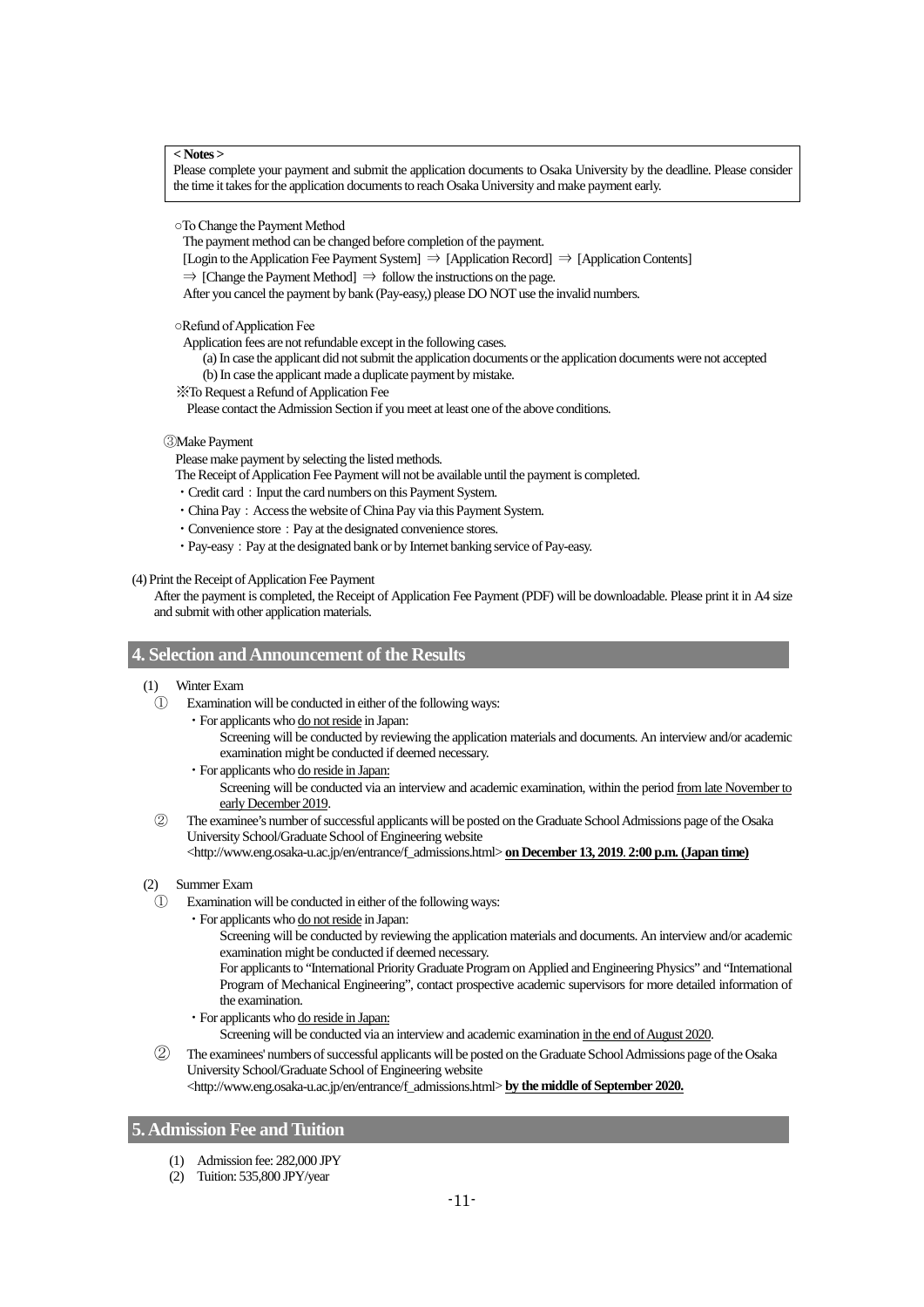> **< Notes >**
> Please complete your payment and submit the application documents to Osaka University by the deadline. Please consider the time it takes for the application documents to reach Osaka University and make payment early.

○To Change the Payment Method

The payment method can be changed before completion of the payment.

[Login to the Application Fee Payment System] ⇒ [Application Record] ⇒ [Application Contents]

⇒ [Change the Payment Method] ⇒ follow the instructions on the page.

After you cancel the payment by bank (Pay-easy,) please DO NOT use the invalid numbers.

○Refund of Application Fee

Application fees are not refundable except in the following cases.

(a) In case the applicant did not submit the application documents or the application documents were not accepted

(b) In case the applicant made a duplicate payment by mistake.

※To Request a Refund of Application Fee

Please contact the Admission Section if you meet at least one of the above conditions.

③Make Payment

Please make payment by selecting the listed methods.

The Receipt of Application Fee Payment will not be available until the payment is completed.

- Credit card : Input the card numbers on this Payment System.
- China Pay : Access the website of China Pay via this Payment System.
- Convenience store : Pay at the designated convenience stores.
- Pay-easy : Pay at the designated bank or by Internet banking service of Pay-easy.

(4) Print the Receipt of Application Fee Payment

After the payment is completed, the Receipt of Application Fee Payment (PDF) will be downloadable. Please print it in A4 size and submit with other application materials.

## 4. Selection and Announcement of the Results

(1) Winter Exam

① Examination will be conducted in either of the following ways:

- For applicants who do not reside in Japan:
  Screening will be conducted by reviewing the application materials and documents. An interview and/or academic examination might be conducted if deemed necessary.
- For applicants who do reside in Japan:
  Screening will be conducted via an interview and academic examination, within the period from late November to early December 2019.

② The examinee's number of successful applicants will be posted on the Graduate School Admissions page of the Osaka University School/Graduate School of Engineering website <http://www.eng.osaka-u.ac.jp/en/entrance/f_admissions.html> **on December 13, 2019**. **2:00 p.m. (Japan time)**

(2) Summer Exam

① Examination will be conducted in either of the following ways:

- For applicants who do not reside in Japan:
  Screening will be conducted by reviewing the application materials and documents. An interview and/or academic examination might be conducted if deemed necessary.
  For applicants to "International Priority Graduate Program on Applied and Engineering Physics" and "International Program of Mechanical Engineering", contact prospective academic supervisors for more detailed information of the examination.
- For applicants who do reside in Japan:
  Screening will be conducted via an interview and academic examination in the end of August 2020.

② The examinees' numbers of successful applicants will be posted on the Graduate School Admissions page of the Osaka University School/Graduate School of Engineering website <http://www.eng.osaka-u.ac.jp/en/entrance/f_admissions.html> **by the middle of September 2020.**

## 5. Admission Fee and Tuition

(1) Admission fee: 282,000 JPY

(2) Tuition: 535,800 JPY/year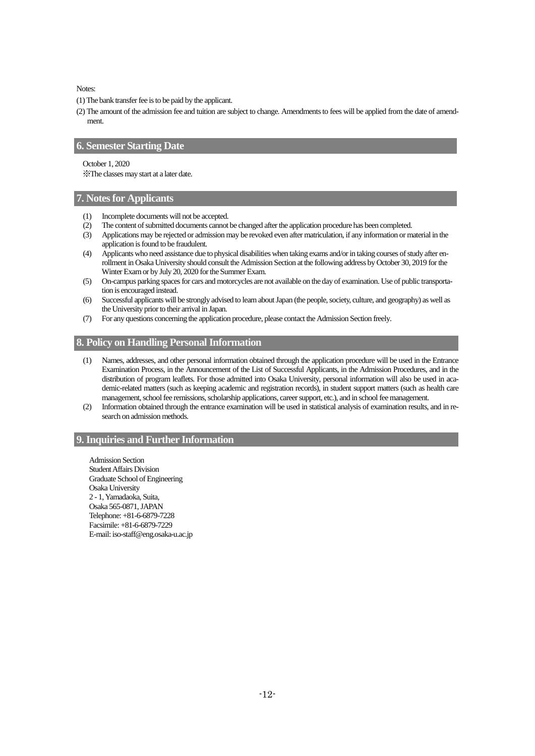Notes:

(1) The bank transfer fee is to be paid by the applicant.

(2) The amount of the admission fee and tuition are subject to change. Amendments to fees will be applied from the date of amendment.

## 6. Semester Starting Date

October 1, 2020

※The classes may start at a later date.

## 7. Notes for Applicants

(1) Incomplete documents will not be accepted.

(2) The content of submitted documents cannot be changed after the application procedure has been completed.

(3) Applications may be rejected or admission may be revoked even after matriculation, if any information or material in the application is found to be fraudulent.

(4) Applicants who need assistance due to physical disabilities when taking exams and/or in taking courses of study after enrollment in Osaka University should consult the Admission Section at the following address by October 30, 2019 for the Winter Exam or by July 20, 2020 for the Summer Exam.

(5) On-campus parking spaces for cars and motorcycles are not available on the day of examination. Use of public transportation is encouraged instead.

(6) Successful applicants will be strongly advised to learn about Japan (the people, society, culture, and geography) as well as the University prior to their arrival in Japan.

(7) For any questions concerning the application procedure, please contact the Admission Section freely.

## 8. Policy on Handling Personal Information

(1) Names, addresses, and other personal information obtained through the application procedure will be used in the Entrance Examination Process, in the Announcement of the List of Successful Applicants, in the Admission Procedures, and in the distribution of program leaflets. For those admitted into Osaka University, personal information will also be used in academic-related matters (such as keeping academic and registration records), in student support matters (such as health care management, school fee remissions, scholarship applications, career support, etc.), and in school fee management.

(2) Information obtained through the entrance examination will be used in statistical analysis of examination results, and in research on admission methods.

## 9. Inquiries and Further Information

Admission Section
Student Affairs Division
Graduate School of Engineering
Osaka University
2 - 1, Yamadaoka, Suita,
Osaka 565-0871, JAPAN
Telephone: +81-6-6879-7228
Facsimile: +81-6-6879-7229
E-mail: iso-staff@eng.osaka-u.ac.jp